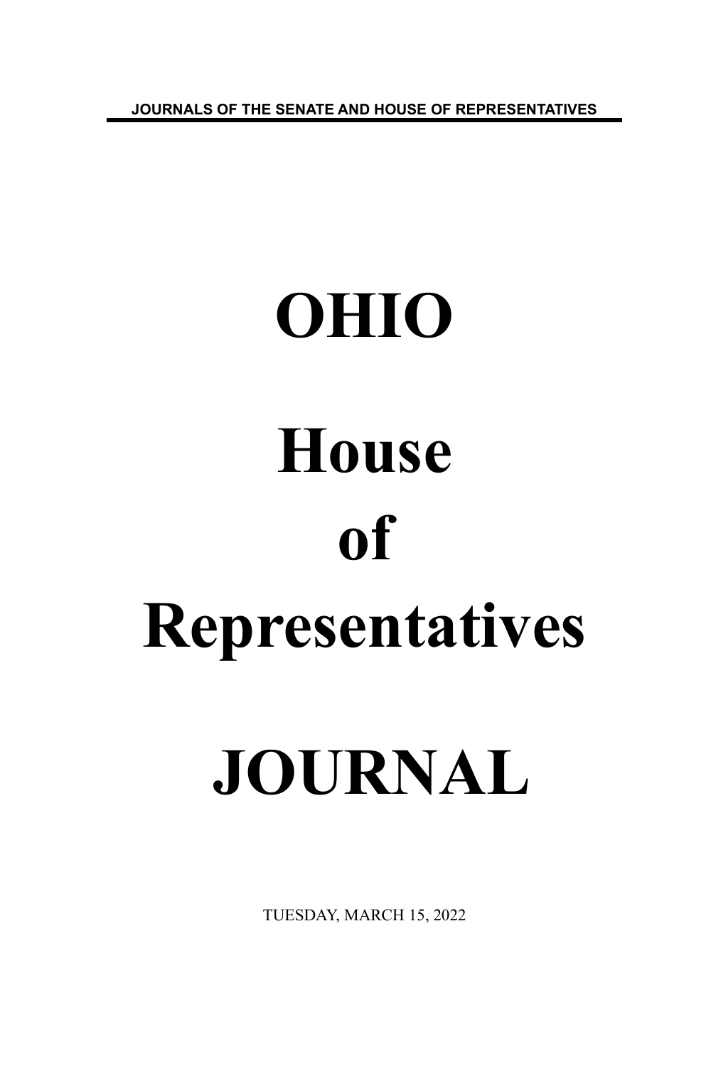JOURNALS OF THE SENATE AND HOUSE OF REPRESENTATIVES

# OHIO

# House

# of

# Representatives

# JOURNAL

TUESDAY, MARCH 15, 2022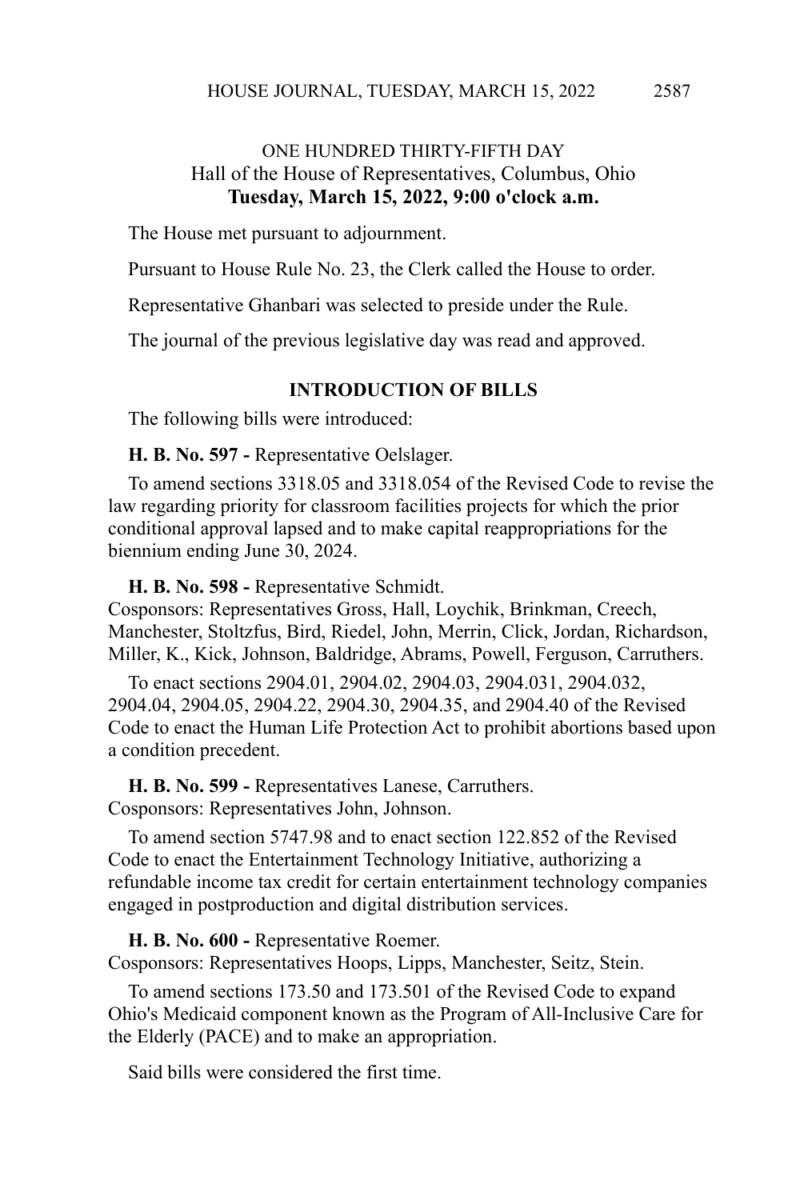ONE HUNDRED THIRTY-FIFTH DAY
Hall of the House of Representatives, Columbus, Ohio
**Tuesday, March 15, 2022, 9:00 o'clock a.m.**

The House met pursuant to adjournment.

Pursuant to House Rule No. 23, the Clerk called the House to order.

Representative Ghanbari was selected to preside under the Rule.

The journal of the previous legislative day was read and approved.

## INTRODUCTION OF BILLS

The following bills were introduced:

**H. B. No. 597 -** Representative Oelslager.

To amend sections 3318.05 and 3318.054 of the Revised Code to revise the law regarding priority for classroom facilities projects for which the prior conditional approval lapsed and to make capital reappropriations for the biennium ending June 30, 2024.

**H. B. No. 598 -** Representative Schmidt.
Cosponsors: Representatives Gross, Hall, Loychik, Brinkman, Creech, Manchester, Stoltzfus, Bird, Riedel, John, Merrin, Click, Jordan, Richardson, Miller, K., Kick, Johnson, Baldridge, Abrams, Powell, Ferguson, Carruthers.

To enact sections 2904.01, 2904.02, 2904.03, 2904.031, 2904.032, 2904.04, 2904.05, 2904.22, 2904.30, 2904.35, and 2904.40 of the Revised Code to enact the Human Life Protection Act to prohibit abortions based upon a condition precedent.

**H. B. No. 599 -** Representatives Lanese, Carruthers.
Cosponsors: Representatives John, Johnson.

To amend section 5747.98 and to enact section 122.852 of the Revised Code to enact the Entertainment Technology Initiative, authorizing a refundable income tax credit for certain entertainment technology companies engaged in postproduction and digital distribution services.

**H. B. No. 600 -** Representative Roemer.
Cosponsors: Representatives Hoops, Lipps, Manchester, Seitz, Stein.

To amend sections 173.50 and 173.501 of the Revised Code to expand Ohio's Medicaid component known as the Program of All-Inclusive Care for the Elderly (PACE) and to make an appropriation.

Said bills were considered the first time.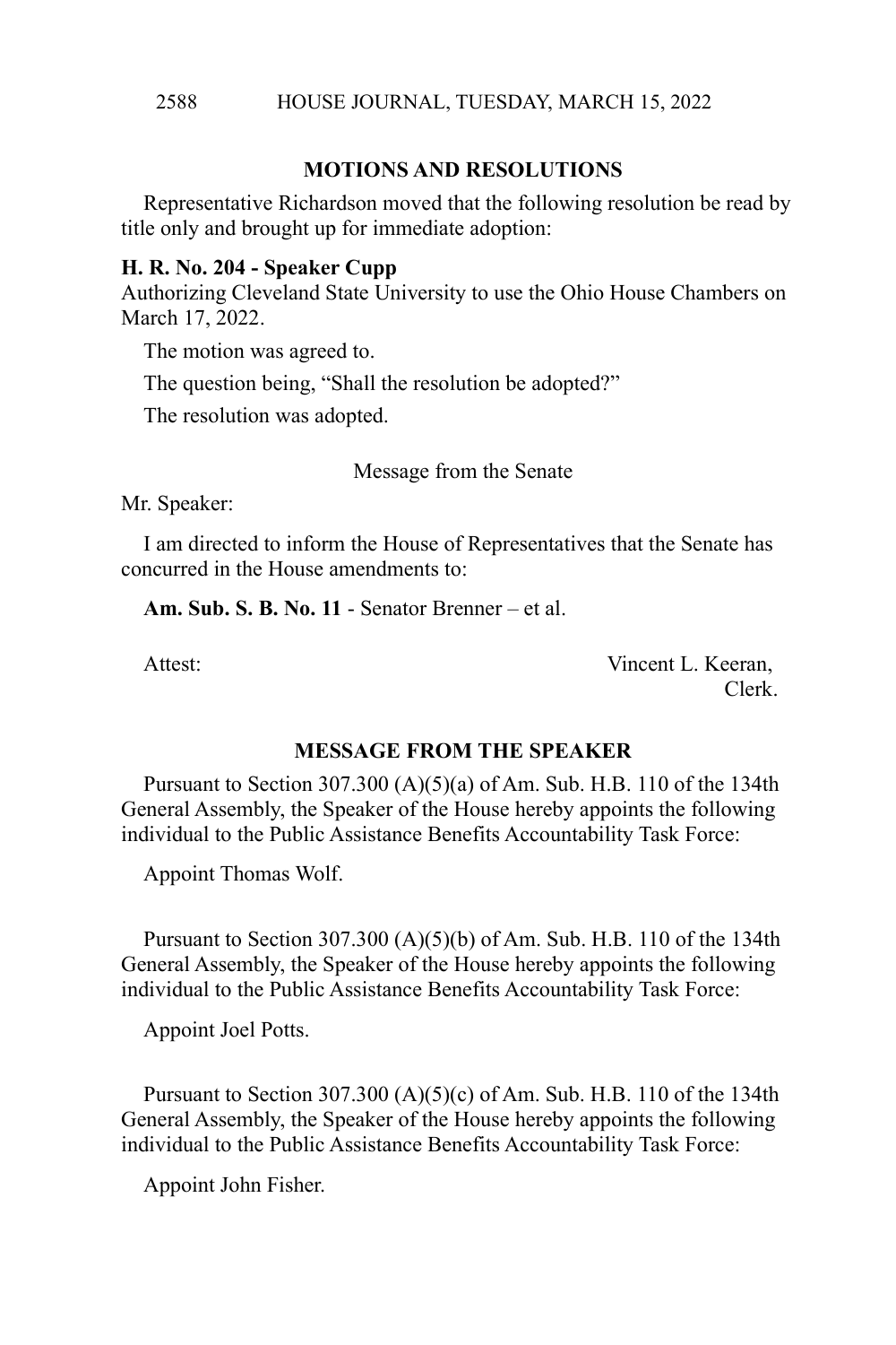## MOTIONS AND RESOLUTIONS

Representative Richardson moved that the following resolution be read by title only and brought up for immediate adoption:

**H. R. No. 204 - Speaker Cupp**
Authorizing Cleveland State University to use the Ohio House Chambers on March 17, 2022.

The motion was agreed to.

The question being, "Shall the resolution be adopted?"

The resolution was adopted.

Message from the Senate

Mr. Speaker:

I am directed to inform the House of Representatives that the Senate has concurred in the House amendments to:

**Am. Sub. S. B. No. 11** - Senator Brenner – et al.

Attest: Vincent L. Keeran,
Clerk.

## MESSAGE FROM THE SPEAKER

Pursuant to Section 307.300 (A)(5)(a) of Am. Sub. H.B. 110 of the 134th General Assembly, the Speaker of the House hereby appoints the following individual to the Public Assistance Benefits Accountability Task Force:

Appoint Thomas Wolf.

Pursuant to Section 307.300 (A)(5)(b) of Am. Sub. H.B. 110 of the 134th General Assembly, the Speaker of the House hereby appoints the following individual to the Public Assistance Benefits Accountability Task Force:

Appoint Joel Potts.

Pursuant to Section 307.300 (A)(5)(c) of Am. Sub. H.B. 110 of the 134th General Assembly, the Speaker of the House hereby appoints the following individual to the Public Assistance Benefits Accountability Task Force:

Appoint John Fisher.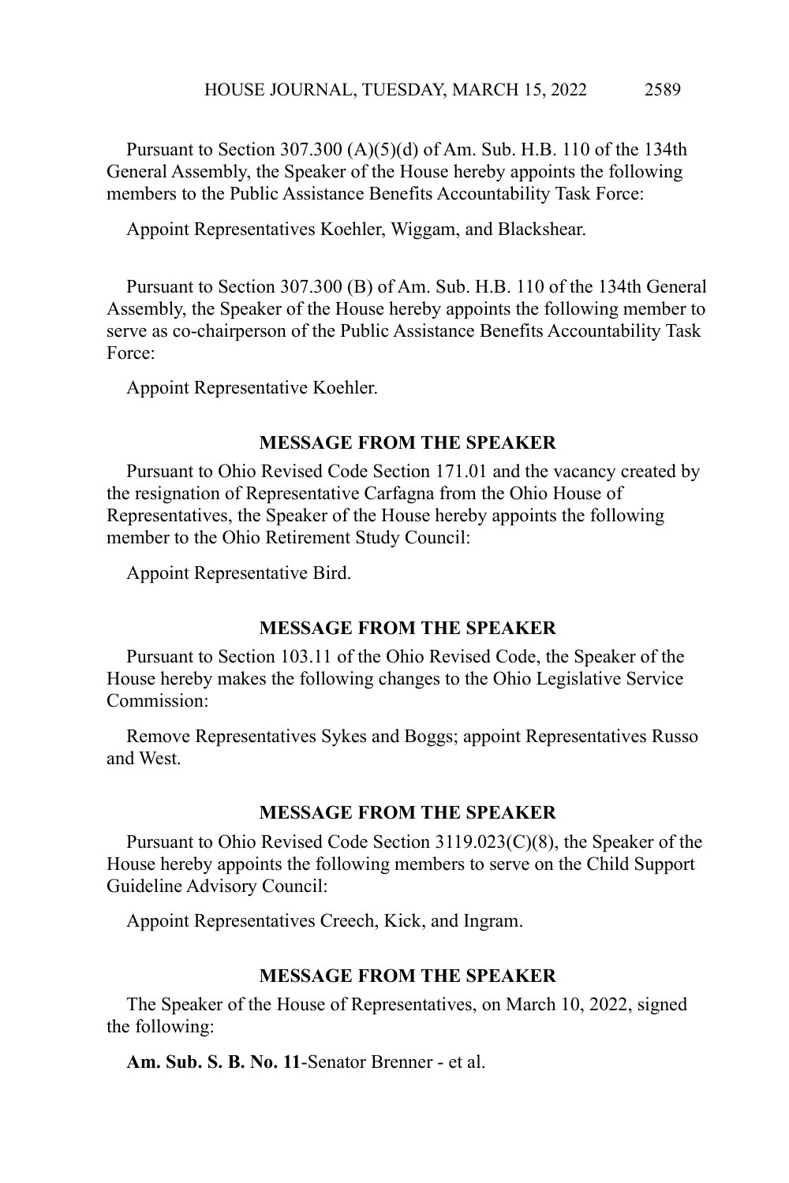Pursuant to Section 307.300 (A)(5)(d) of Am. Sub. H.B. 110 of the 134th General Assembly, the Speaker of the House hereby appoints the following members to the Public Assistance Benefits Accountability Task Force:

Appoint Representatives Koehler, Wiggam, and Blackshear.

Pursuant to Section 307.300 (B) of Am. Sub. H.B. 110 of the 134th General Assembly, the Speaker of the House hereby appoints the following member to serve as co-chairperson of the Public Assistance Benefits Accountability Task Force:

Appoint Representative Koehler.

## MESSAGE FROM THE SPEAKER

Pursuant to Ohio Revised Code Section 171.01 and the vacancy created by the resignation of Representative Carfagna from the Ohio House of Representatives, the Speaker of the House hereby appoints the following member to the Ohio Retirement Study Council:

Appoint Representative Bird.

## MESSAGE FROM THE SPEAKER

Pursuant to Section 103.11 of the Ohio Revised Code, the Speaker of the House hereby makes the following changes to the Ohio Legislative Service Commission:

Remove Representatives Sykes and Boggs; appoint Representatives Russo and West.

## MESSAGE FROM THE SPEAKER

Pursuant to Ohio Revised Code Section 3119.023(C)(8), the Speaker of the House hereby appoints the following members to serve on the Child Support Guideline Advisory Council:

Appoint Representatives Creech, Kick, and Ingram.

## MESSAGE FROM THE SPEAKER

The Speaker of the House of Representatives, on March 10, 2022, signed the following:

**Am. Sub. S. B. No. 11**-Senator Brenner - et al.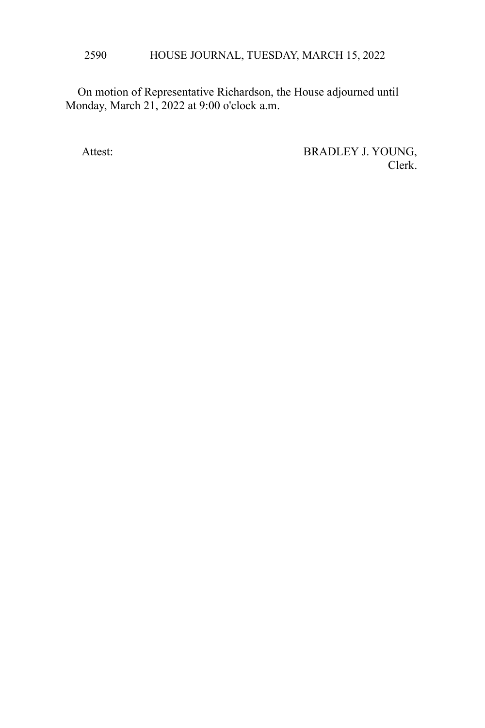On motion of Representative Richardson, the House adjourned until Monday, March 21, 2022 at 9:00 o'clock a.m.

Attest: BRADLEY J. YOUNG,
Clerk.